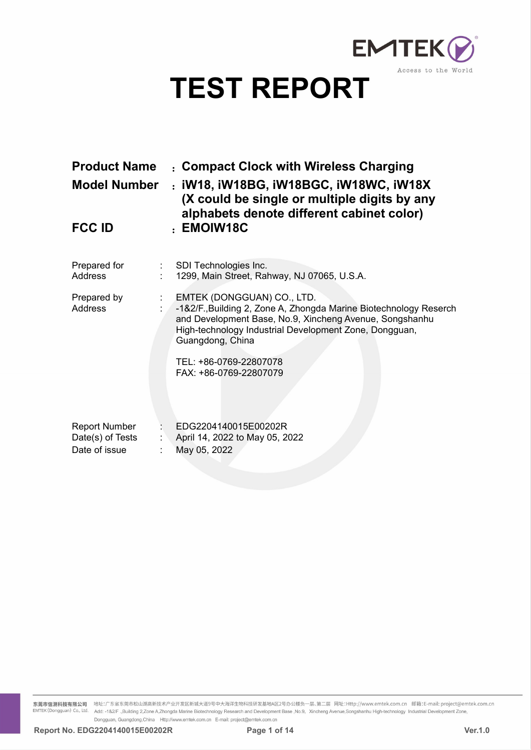# TEST REPORT

**Product Name** : **Compact Clock with Wireless Charging**

**Model Number** : **iW18, iW18BG, iW18BGC, iW18WC, iW18X (X could be single or multiple digits by any alphabets denote different cabinet color)**

**FCC ID** : **EMOIW18C**

Prepared for : SDI Technologies Inc.
Address : 1299, Main Street, Rahway, NJ 07065, U.S.A.

Prepared by : EMTEK (DONGGUAN) CO., LTD.
Address : -1&2/F.,Building 2, Zone A, Zhongda Marine Biotechnology Reserch and Development Base, No.9, Xincheng Avenue, Songshanhu High-technology Industrial Development Zone, Dongguan, Guangdong, China

TEL: +86-0769-22807078
FAX: +86-0769-22807079

Report Number : EDG2204140015E00202R
Date(s) of Tests : April 14, 2022 to May 05, 2022
Date of issue : May 05, 2022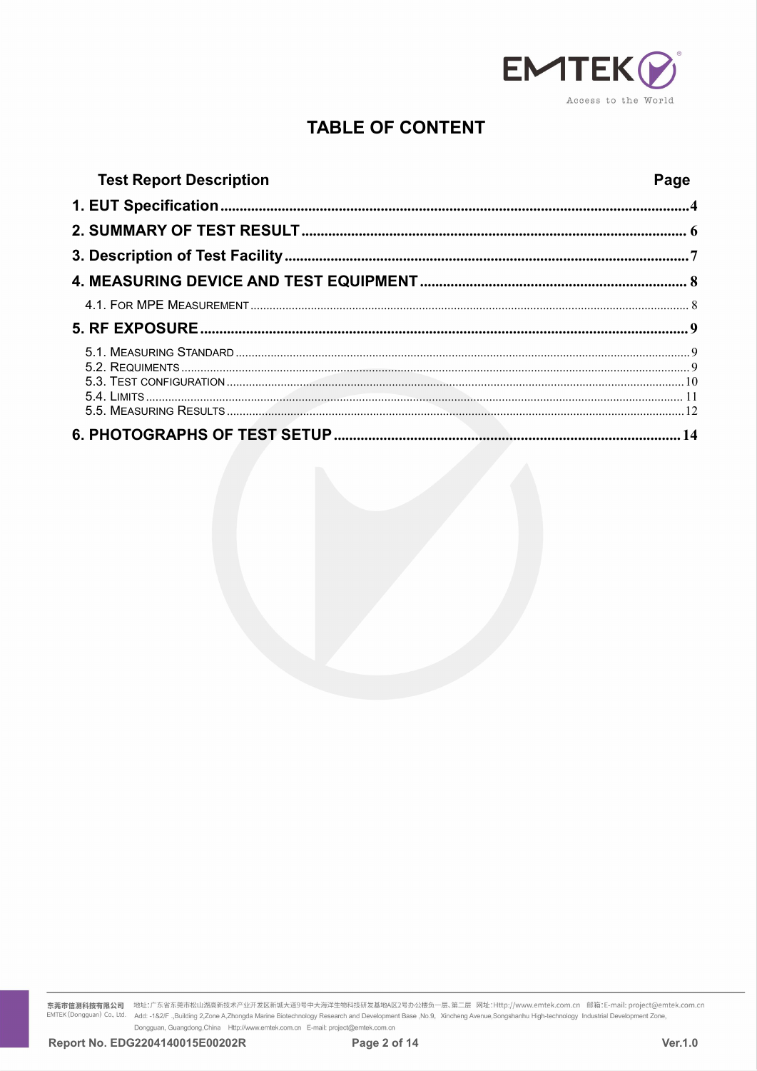# TABLE OF CONTENT

| Test Report Description | Page |
|---|---|
| **1. EUT Specification** | **4** |
| **2. SUMMARY OF TEST RESULT** | **6** |
| **3. Description of Test Facility** | **7** |
| **4. MEASURING DEVICE AND TEST EQUIPMENT** | **8** |
| 4.1. For MPE Measurement | 8 |
| **5. RF EXPOSURE** | **9** |
| 5.1. Measuring Standard | 9 |
| 5.2. Requiments | 9 |
| 5.3. Test configuration | 10 |
| 5.4. Limits | 11 |
| 5.5. Measuring Results | 12 |
| **6. PHOTOGRAPHS OF TEST SETUP** | **14** |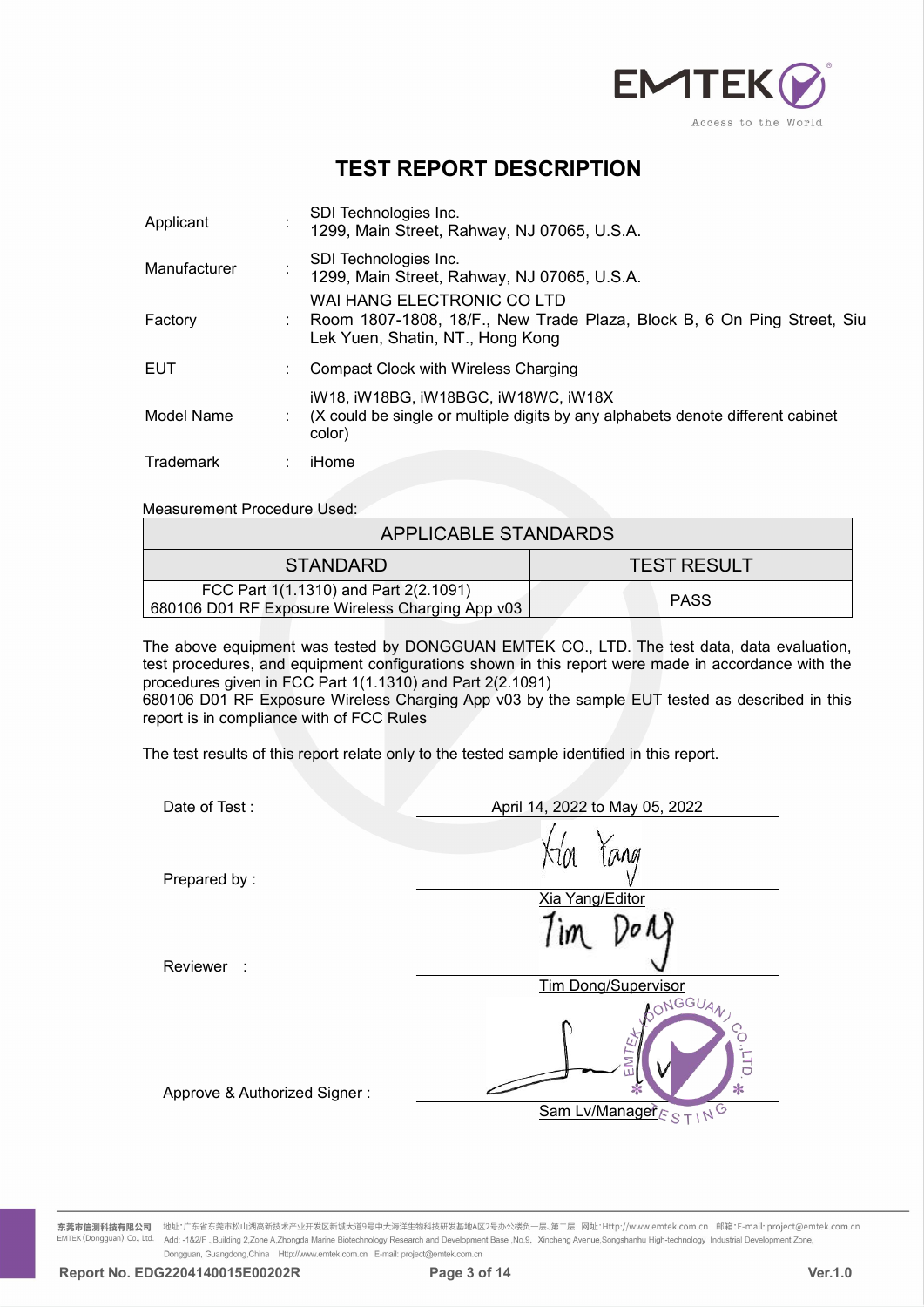# TEST REPORT DESCRIPTION

| | | |
|---|---|---|
| Applicant | : | SDI Technologies Inc.<br>1299, Main Street, Rahway, NJ 07065, U.S.A. |
| Manufacturer | : | SDI Technologies Inc.<br>1299, Main Street, Rahway, NJ 07065, U.S.A. |
| Factory | : | WAI HANG ELECTRONIC CO LTD<br>Room 1807-1808, 18/F., New Trade Plaza, Block B, 6 On Ping Street, Siu Lek Yuen, Shatin, NT., Hong Kong |
| EUT | : | Compact Clock with Wireless Charging |
| Model Name | : | iW18, iW18BG, iW18BGC, iW18WC, iW18X<br>(X could be single or multiple digits by any alphabets denote different cabinet color) |
| Trademark | : | iHome |

Measurement Procedure Used:

| APPLICABLE STANDARDS | |
|---|---|
| STANDARD | TEST RESULT |
| FCC Part 1(1.1310) and Part 2(2.1091)<br>680106 D01 RF Exposure Wireless Charging App v03 | PASS |

The above equipment was tested by DONGGUAN EMTEK CO., LTD. The test data, data evaluation, test procedures, and equipment configurations shown in this report were made in accordance with the procedures given in FCC Part 1(1.1310) and Part 2(2.1091)
680106 D01 RF Exposure Wireless Charging App v03 by the sample EUT tested as described in this report is in compliance with of FCC Rules

The test results of this report relate only to the tested sample identified in this report.

Date of Test : April 14, 2022 to May 05, 2022

Prepared by : Xia Yang/Editor

Reviewer : Tim Dong/Supervisor

Approve & Authorized Signer : Sam Lv/Manager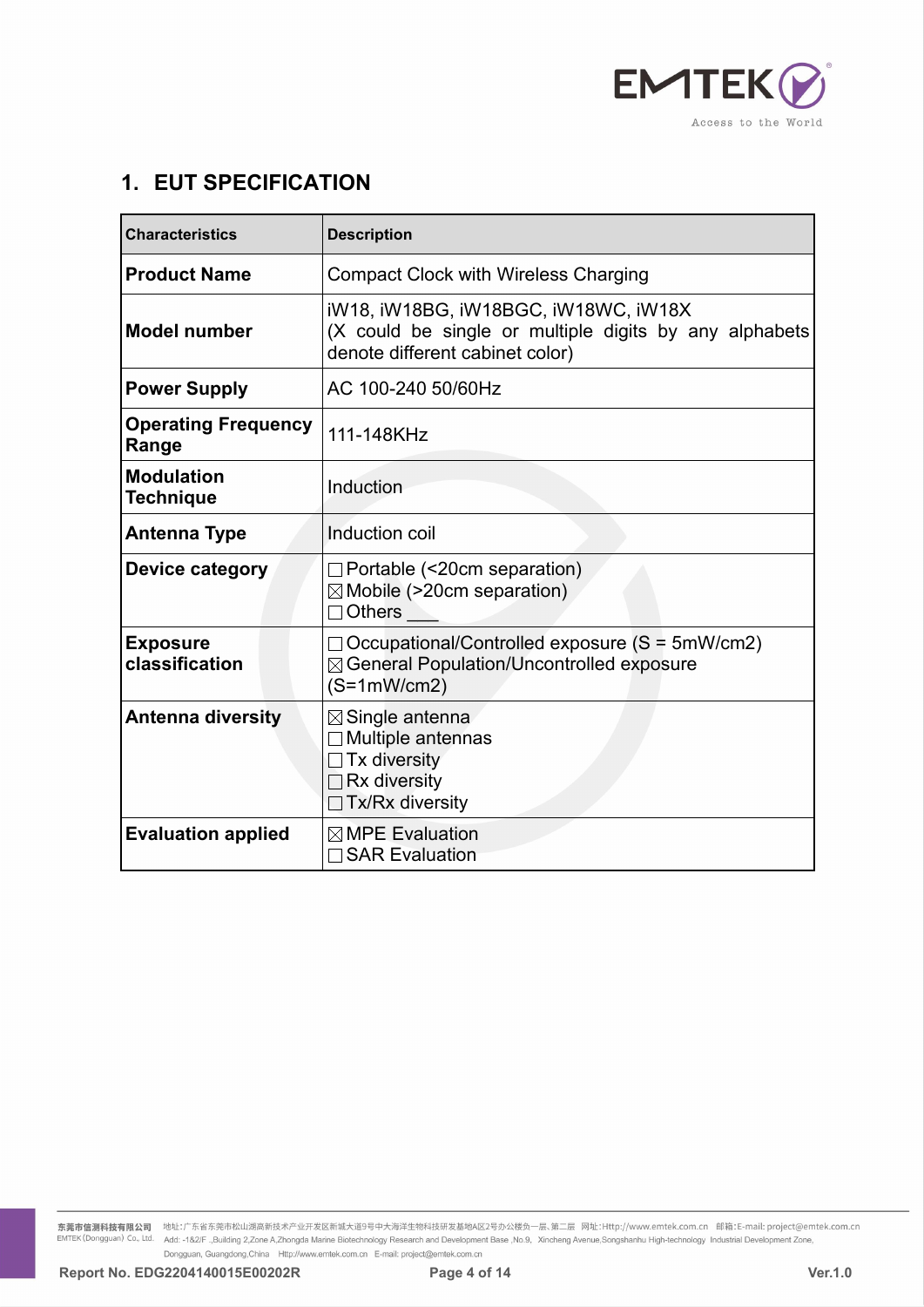# 1. EUT SPECIFICATION

| Characteristics | Description |
| --- | --- |
| **Product Name** | Compact Clock with Wireless Charging |
| **Model number** | iW18, iW18BG, iW18BGC, iW18WC, iW18X<br>(X could be single or multiple digits by any alphabets denote different cabinet color) |
| **Power Supply** | AC 100-240 50/60Hz |
| **Operating Frequency Range** | 111-148KHz |
| **Modulation Technique** | Induction |
| **Antenna Type** | Induction coil |
| **Device category** | ☐ Portable (<20cm separation)<br>☒ Mobile (>20cm separation)<br>☐ Others ___ |
| **Exposure classification** | ☐ Occupational/Controlled exposure (S = 5mW/cm2)<br>☒ General Population/Uncontrolled exposure (S=1mW/cm2) |
| **Antenna diversity** | ☒ Single antenna<br>☐ Multiple antennas<br>☐ Tx diversity<br>☐ Rx diversity<br>☐ Tx/Rx diversity |
| **Evaluation applied** | ☒ MPE Evaluation<br>☐ SAR Evaluation |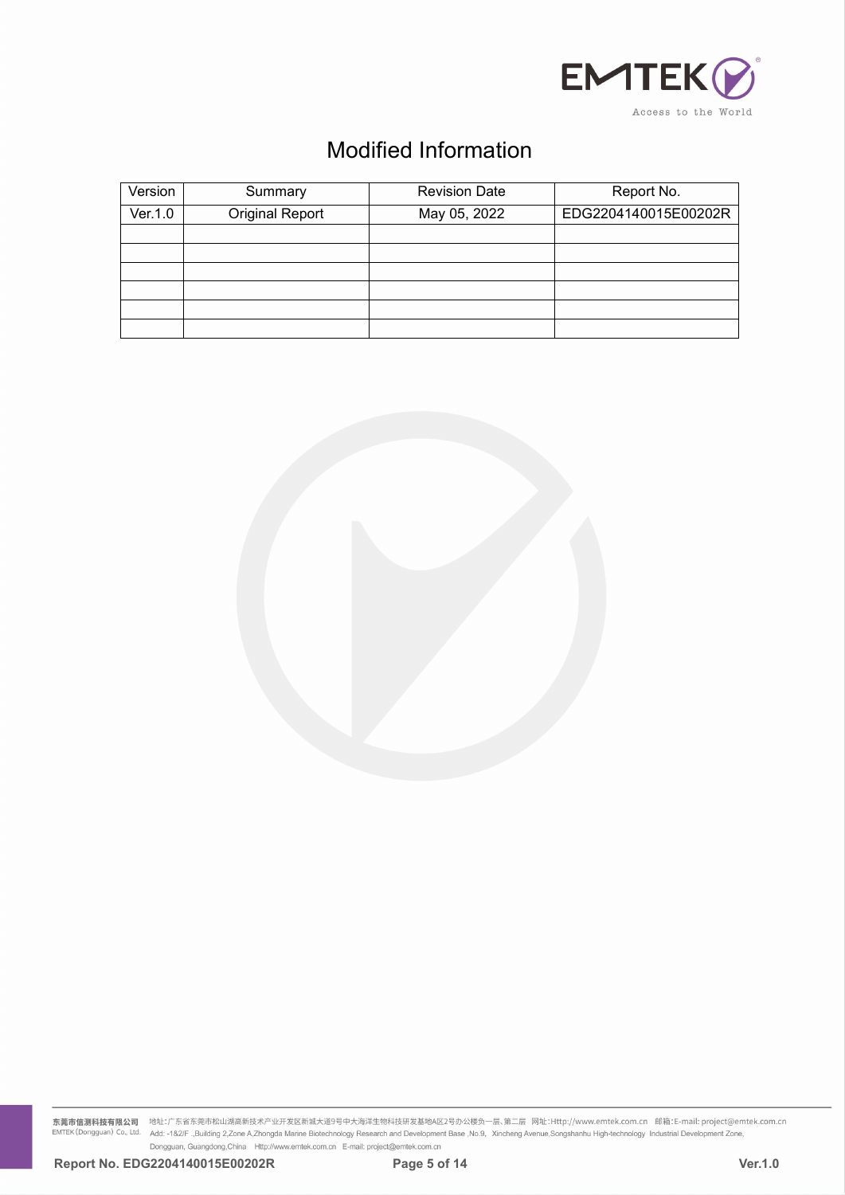# Modified Information

| Version | Summary | Revision Date | Report No. |
|---|---|---|---|
| Ver.1.0 | Original Report | May 05, 2022 | EDG2204140015E00202R |
| | | | |
| | | | |
| | | | |
| | | | |
| | | | |
| | | | |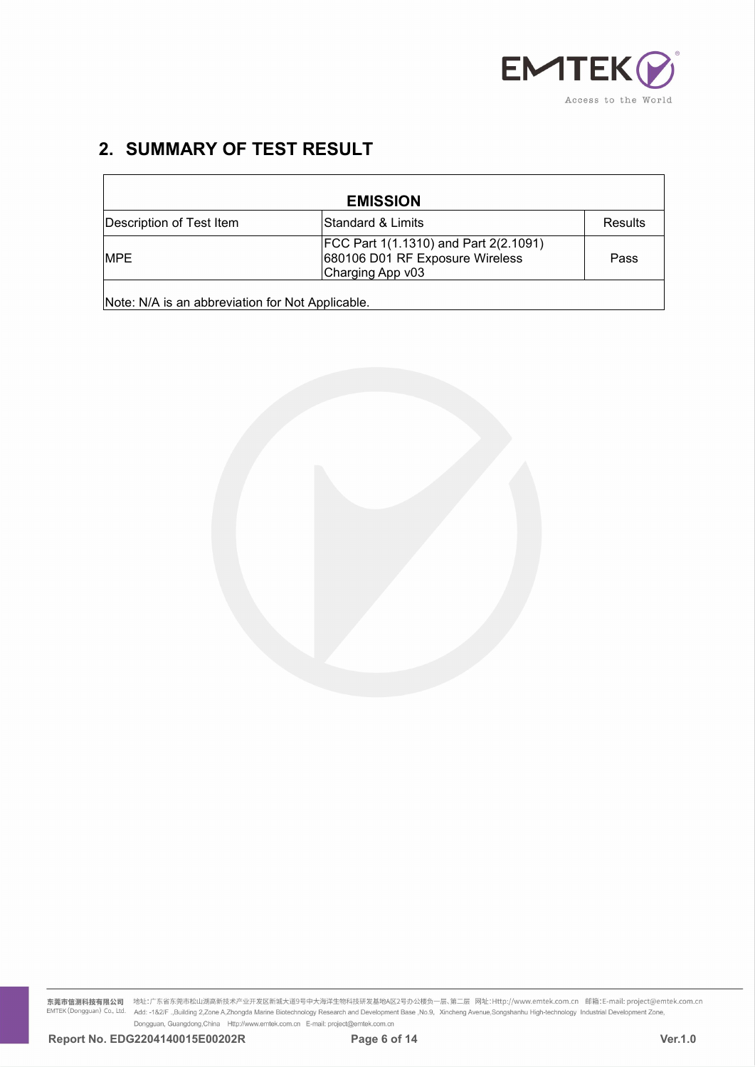## 2. SUMMARY OF TEST RESULT

| EMISSION | | |
|---|---|---|
| Description of Test Item | Standard & Limits | Results |
| MPE | FCC Part 1(1.1310) and Part 2(2.1091) 680106 D01 RF Exposure Wireless Charging App v03 | Pass |
| Note: N/A is an abbreviation for Not Applicable. | | |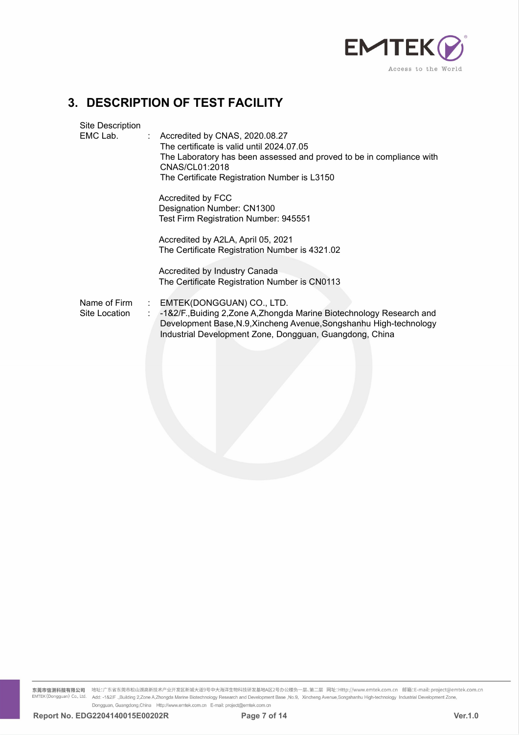## 3. DESCRIPTION OF TEST FACILITY

Site Description

| | | |
|---|---|---|
| EMC Lab. | : | Accredited by CNAS, 2020.08.27<br>The certificate is valid until 2024.07.05<br>The Laboratory has been assessed and proved to be in compliance with CNAS/CL01:2018<br>The Certificate Registration Number is L3150 |
| | | Accredited by FCC<br>Designation Number: CN1300<br>Test Firm Registration Number: 945551 |
| | | Accredited by A2LA, April 05, 2021<br>The Certificate Registration Number is 4321.02 |
| | | Accredited by Industry Canada<br>The Certificate Registration Number is CN0113 |
| Name of Firm | : | EMTEK(DONGGUAN) CO., LTD. |
| Site Location | : | -1&2/F.,Buiding 2,Zone A,Zhongda Marine Biotechnology Research and Development Base,N.9,Xincheng Avenue,Songshanhu High-technology Industrial Development Zone, Dongguan, Guangdong, China |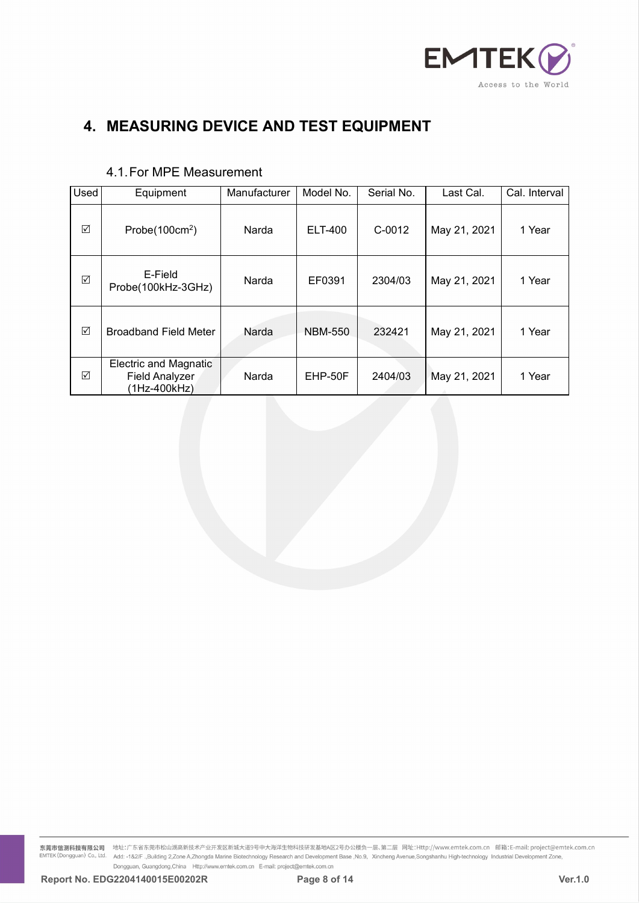# 4. MEASURING DEVICE AND TEST EQUIPMENT

## 4.1. For MPE Measurement

| Used | Equipment | Manufacturer | Model No. | Serial No. | Last Cal. | Cal. Interval |
|---|---|---|---|---|---|---|
| ☑ | Probe(100cm$^2$) | Narda | ELT-400 | C-0012 | May 21, 2021 | 1 Year |
| ☑ | E-Field Probe(100kHz-3GHz) | Narda | EF0391 | 2304/03 | May 21, 2021 | 1 Year |
| ☑ | Broadband Field Meter | Narda | NBM-550 | 232421 | May 21, 2021 | 1 Year |
| ☑ | Electric and Magnatic Field Analyzer (1Hz-400kHz) | Narda | EHP-50F | 2404/03 | May 21, 2021 | 1 Year |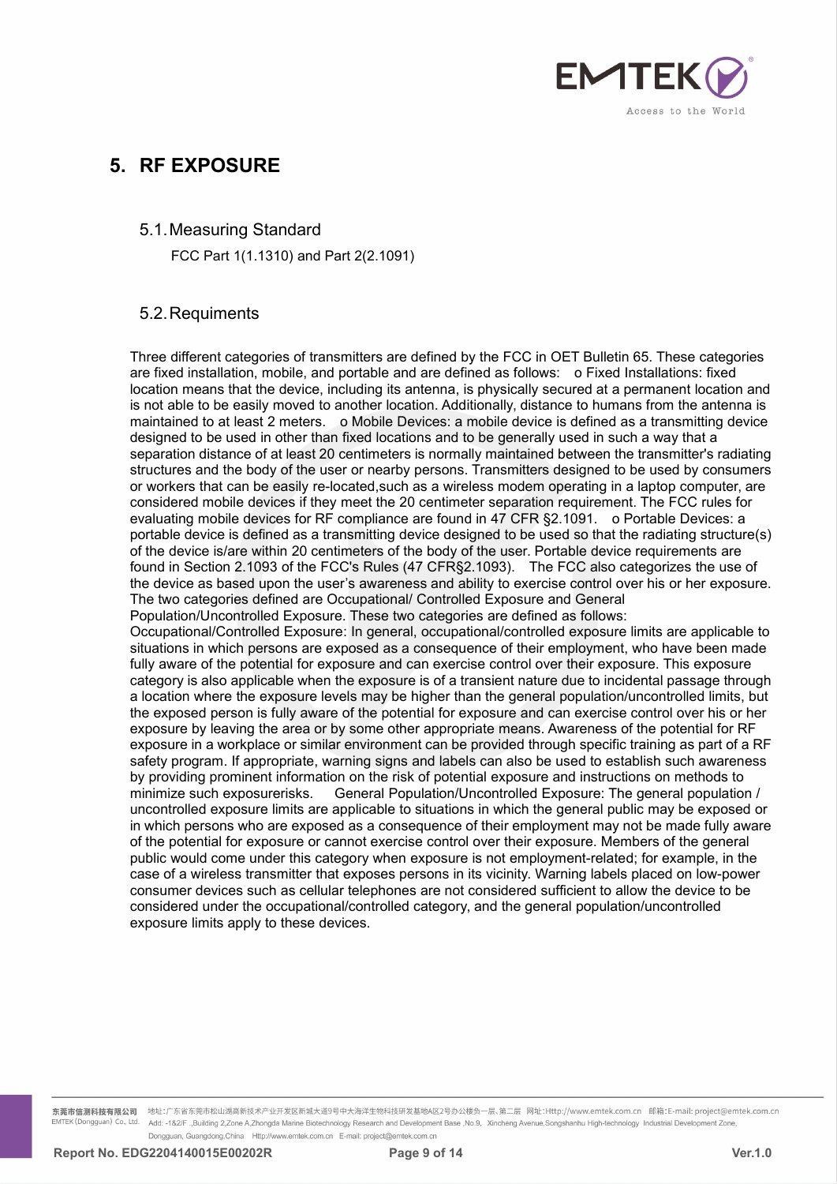# 5. RF EXPOSURE

## 5.1. Measuring Standard

FCC Part 1(1.1310) and Part 2(2.1091)

## 5.2. Requiments

Three different categories of transmitters are defined by the FCC in OET Bulletin 65. These categories are fixed installation, mobile, and portable and are defined as follows: o Fixed Installations: fixed location means that the device, including its antenna, is physically secured at a permanent location and is not able to be easily moved to another location. Additionally, distance to humans from the antenna is maintained to at least 2 meters. o Mobile Devices: a mobile device is defined as a transmitting device designed to be used in other than fixed locations and to be generally used in such a way that a separation distance of at least 20 centimeters is normally maintained between the transmitter's radiating structures and the body of the user or nearby persons. Transmitters designed to be used by consumers or workers that can be easily re-located,such as a wireless modem operating in a laptop computer, are considered mobile devices if they meet the 20 centimeter separation requirement. The FCC rules for evaluating mobile devices for RF compliance are found in 47 CFR §2.1091. o Portable Devices: a portable device is defined as a transmitting device designed to be used so that the radiating structure(s) of the device is/are within 20 centimeters of the body of the user. Portable device requirements are found in Section 2.1093 of the FCC's Rules (47 CFR§2.1093). The FCC also categorizes the use of the device as based upon the user's awareness and ability to exercise control over his or her exposure. The two categories defined are Occupational/ Controlled Exposure and General Population/Uncontrolled Exposure. These two categories are defined as follows: Occupational/Controlled Exposure: In general, occupational/controlled exposure limits are applicable to situations in which persons are exposed as a consequence of their employment, who have been made fully aware of the potential for exposure and can exercise control over their exposure. This exposure category is also applicable when the exposure is of a transient nature due to incidental passage through a location where the exposure levels may be higher than the general population/uncontrolled limits, but the exposed person is fully aware of the potential for exposure and can exercise control over his or her exposure by leaving the area or by some other appropriate means. Awareness of the potential for RF exposure in a workplace or similar environment can be provided through specific training as part of a RF safety program. If appropriate, warning signs and labels can also be used to establish such awareness by providing prominent information on the risk of potential exposure and instructions on methods to minimize such exposurerisks. General Population/Uncontrolled Exposure: The general population / uncontrolled exposure limits are applicable to situations in which the general public may be exposed or in which persons who are exposed as a consequence of their employment may not be made fully aware of the potential for exposure or cannot exercise control over their exposure. Members of the general public would come under this category when exposure is not employment-related; for example, in the case of a wireless transmitter that exposes persons in its vicinity. Warning labels placed on low-power consumer devices such as cellular telephones are not considered sufficient to allow the device to be considered under the occupational/controlled category, and the general population/uncontrolled exposure limits apply to these devices.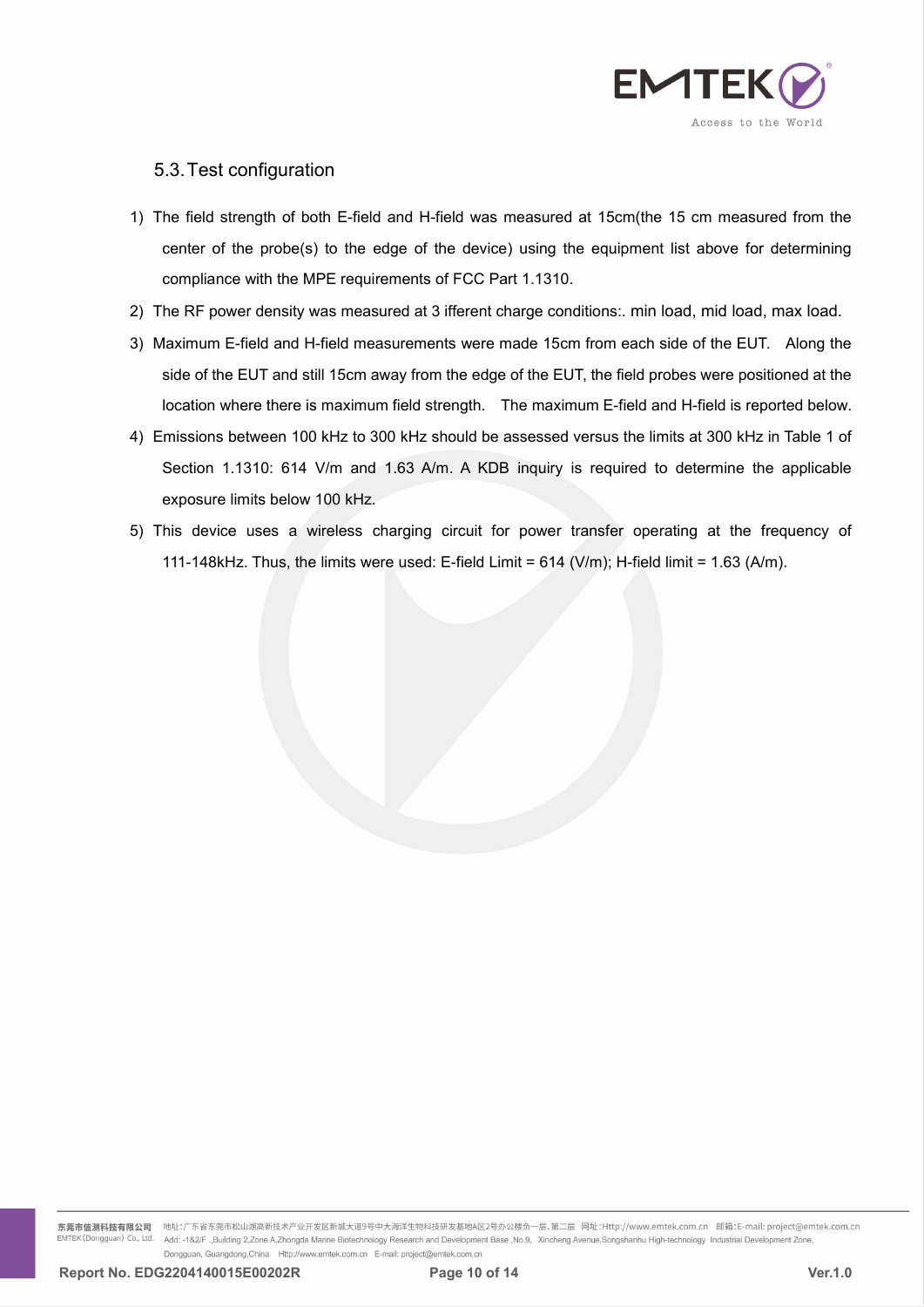## 5.3. Test configuration

1) The field strength of both E-field and H-field was measured at 15cm(the 15 cm measured from the center of the probe(s) to the edge of the device) using the equipment list above for determining compliance with the MPE requirements of FCC Part 1.1310.
2) The RF power density was measured at 3 ifferent charge conditions:. min load, mid load, max load.
3) Maximum E-field and H-field measurements were made 15cm from each side of the EUT. Along the side of the EUT and still 15cm away from the edge of the EUT, the field probes were positioned at the location where there is maximum field strength. The maximum E-field and H-field is reported below.
4) Emissions between 100 kHz to 300 kHz should be assessed versus the limits at 300 kHz in Table 1 of Section 1.1310: 614 V/m and 1.63 A/m. A KDB inquiry is required to determine the applicable exposure limits below 100 kHz.
5) This device uses a wireless charging circuit for power transfer operating at the frequency of 111-148kHz. Thus, the limits were used: E-field Limit = 614 (V/m); H-field limit = 1.63 (A/m).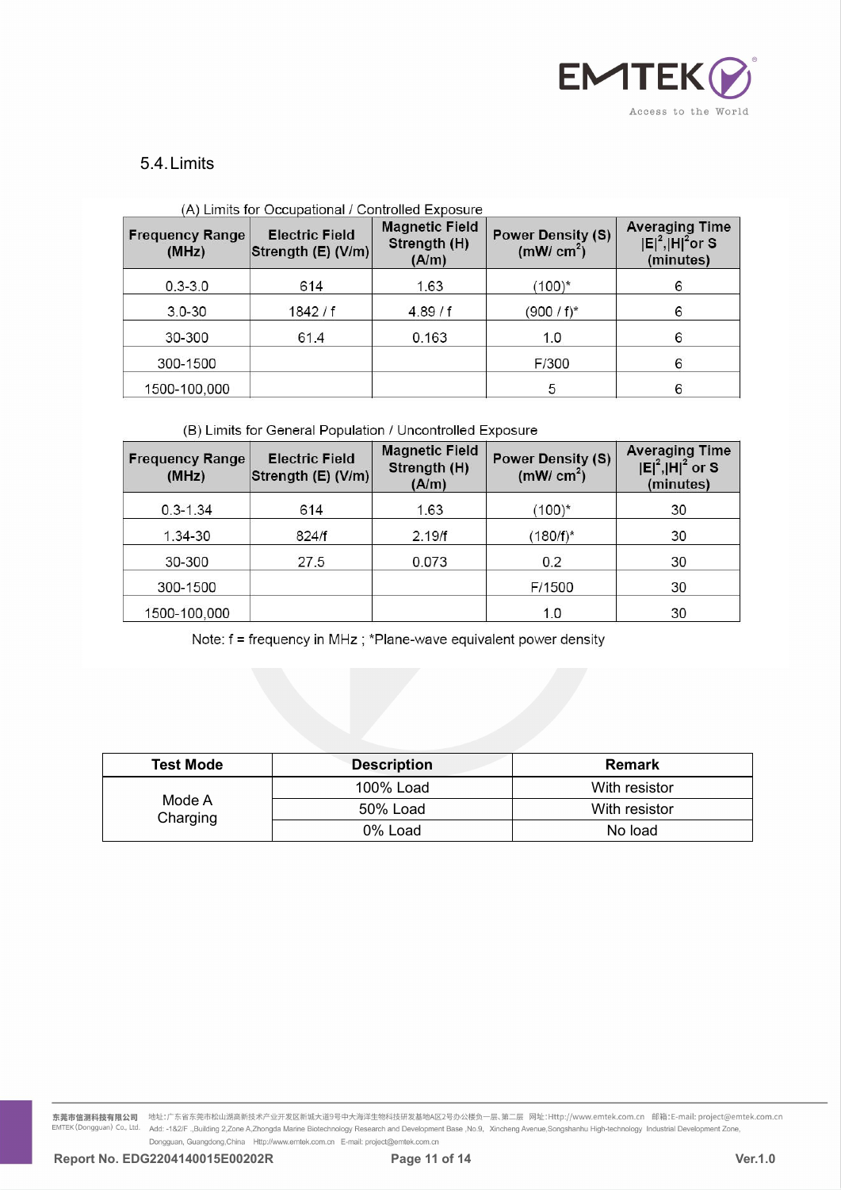## 5.4. Limits

(A) Limits for Occupational / Controlled Exposure

| Frequency Range (MHz) | Electric Field Strength (E) (V/m) | Magnetic Field Strength (H) (A/m) | Power Density (S) (mW/ $cm^2$) | Averaging Time $\|E\|^2$,$\|H\|^2$or S (minutes) |
|---|---|---|---|---|
| 0.3-3.0 | 614 | 1.63 | (100)* | 6 |
| 3.0-30 | 1842 / f | 4.89 / f | (900 / f)* | 6 |
| 30-300 | 61.4 | 0.163 | 1.0 | 6 |
| 300-1500 | | | F/300 | 6 |
| 1500-100,000 | | | 5 | 6 |

(B) Limits for General Population / Uncontrolled Exposure

| Frequency Range (MHz) | Electric Field Strength (E) (V/m) | Magnetic Field Strength (H) (A/m) | Power Density (S) (mW/ $cm^2$) | Averaging Time $\|E\|^2$,$\|H\|^2$ or S (minutes) |
|---|---|---|---|---|
| 0.3-1.34 | 614 | 1.63 | (100)* | 30 |
| 1.34-30 | 824/f | 2.19/f | (180/f)* | 30 |
| 30-300 | 27.5 | 0.073 | 0.2 | 30 |
| 300-1500 | | | F/1500 | 30 |
| 1500-100,000 | | | 1.0 | 30 |

Note: f = frequency in MHz ; *Plane-wave equivalent power density

| Test Mode | Description | Remark |
|---|---|---|
| Mode A Charging | 100% Load | With resistor |
| | 50% Load | With resistor |
| | 0% Load | No load |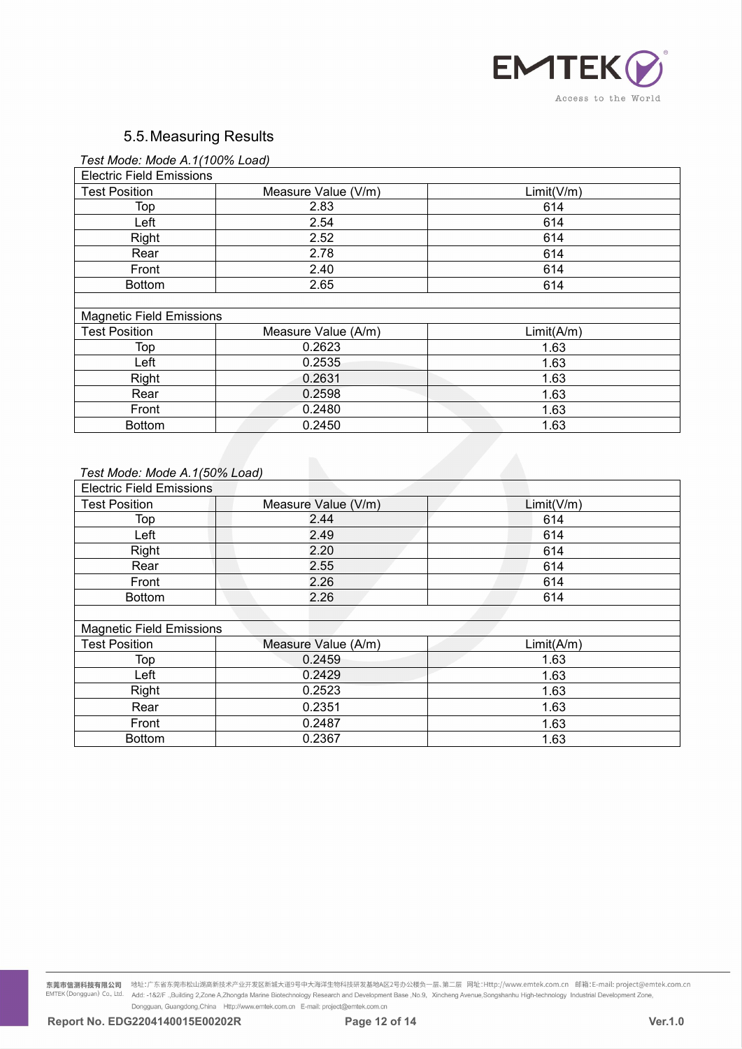## 5.5. Measuring Results

*Test Mode: Mode A.1(100% Load)*

| Electric Field Emissions | | |
|---|---|---|
| Test Position | Measure Value (V/m) | Limit(V/m) |
| Top | 2.83 | 614 |
| Left | 2.54 | 614 |
| Right | 2.52 | 614 |
| Rear | 2.78 | 614 |
| Front | 2.40 | 614 |
| Bottom | 2.65 | 614 |

| Magnetic Field Emissions | | |
|---|---|---|
| Test Position | Measure Value (A/m) | Limit(A/m) |
| Top | 0.2623 | 1.63 |
| Left | 0.2535 | 1.63 |
| Right | 0.2631 | 1.63 |
| Rear | 0.2598 | 1.63 |
| Front | 0.2480 | 1.63 |
| Bottom | 0.2450 | 1.63 |

*Test Mode: Mode A.1(50% Load)*

| Electric Field Emissions | | |
|---|---|---|
| Test Position | Measure Value (V/m) | Limit(V/m) |
| Top | 2.44 | 614 |
| Left | 2.49 | 614 |
| Right | 2.20 | 614 |
| Rear | 2.55 | 614 |
| Front | 2.26 | 614 |
| Bottom | 2.26 | 614 |

| Magnetic Field Emissions | | |
|---|---|---|
| Test Position | Measure Value (A/m) | Limit(A/m) |
| Top | 0.2459 | 1.63 |
| Left | 0.2429 | 1.63 |
| Right | 0.2523 | 1.63 |
| Rear | 0.2351 | 1.63 |
| Front | 0.2487 | 1.63 |
| Bottom | 0.2367 | 1.63 |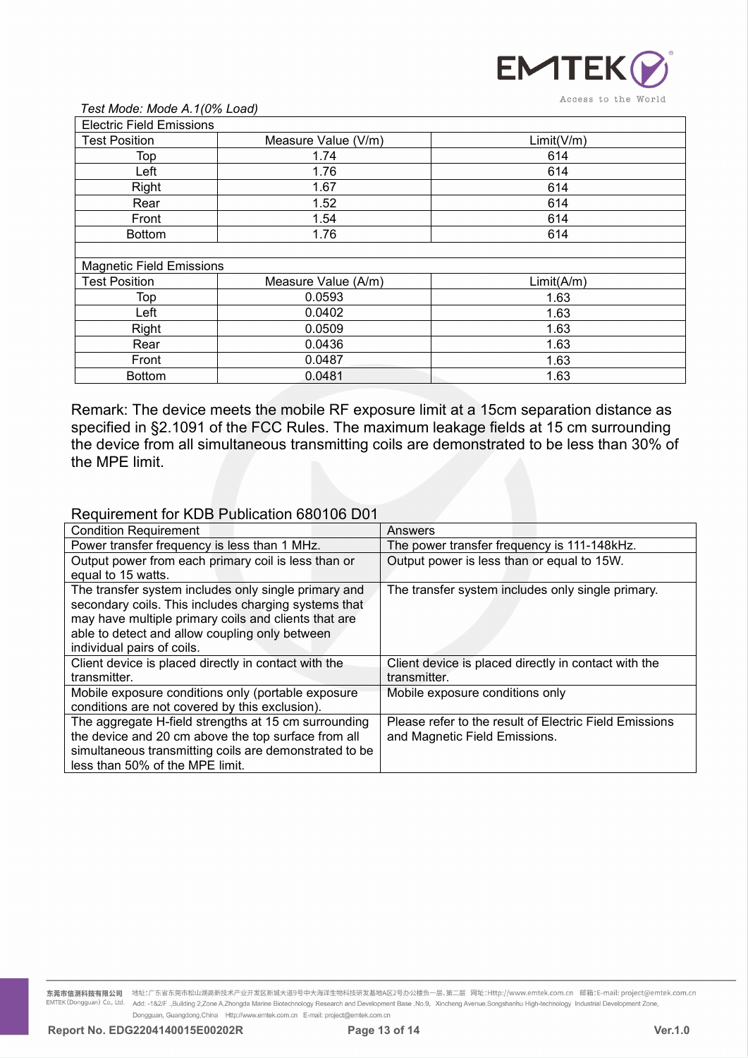*Test Mode: Mode A.1(0% Load)*

| Electric Field Emissions | | |
|---|---|---|
| Test Position | Measure Value (V/m) | Limit(V/m) |
| Top | 1.74 | 614 |
| Left | 1.76 | 614 |
| Right | 1.67 | 614 |
| Rear | 1.52 | 614 |
| Front | 1.54 | 614 |
| Bottom | 1.76 | 614 |
| | | |
| Magnetic Field Emissions | | |
| Test Position | Measure Value (A/m) | Limit(A/m) |
| Top | 0.0593 | 1.63 |
| Left | 0.0402 | 1.63 |
| Right | 0.0509 | 1.63 |
| Rear | 0.0436 | 1.63 |
| Front | 0.0487 | 1.63 |
| Bottom | 0.0481 | 1.63 |

Remark: The device meets the mobile RF exposure limit at a 15cm separation distance as specified in §2.1091 of the FCC Rules. The maximum leakage fields at 15 cm surrounding the device from all simultaneous transmitting coils are demonstrated to be less than 30% of the MPE limit.

Requirement for KDB Publication 680106 D01

| Condition Requirement | Answers |
|---|---|
| Power transfer frequency is less than 1 MHz. | The power transfer frequency is 111-148kHz. |
| Output power from each primary coil is less than or equal to 15 watts. | Output power is less than or equal to 15W. |
| The transfer system includes only single primary and secondary coils. This includes charging systems that may have multiple primary coils and clients that are able to detect and allow coupling only between individual pairs of coils. | The transfer system includes only single primary. |
| Client device is placed directly in contact with the transmitter. | Client device is placed directly in contact with the transmitter. |
| Mobile exposure conditions only (portable exposure conditions are not covered by this exclusion). | Mobile exposure conditions only |
| The aggregate H-field strengths at 15 cm surrounding the device and 20 cm above the top surface from all simultaneous transmitting coils are demonstrated to be less than 50% of the MPE limit. | Please refer to the result of Electric Field Emissions and Magnetic Field Emissions. |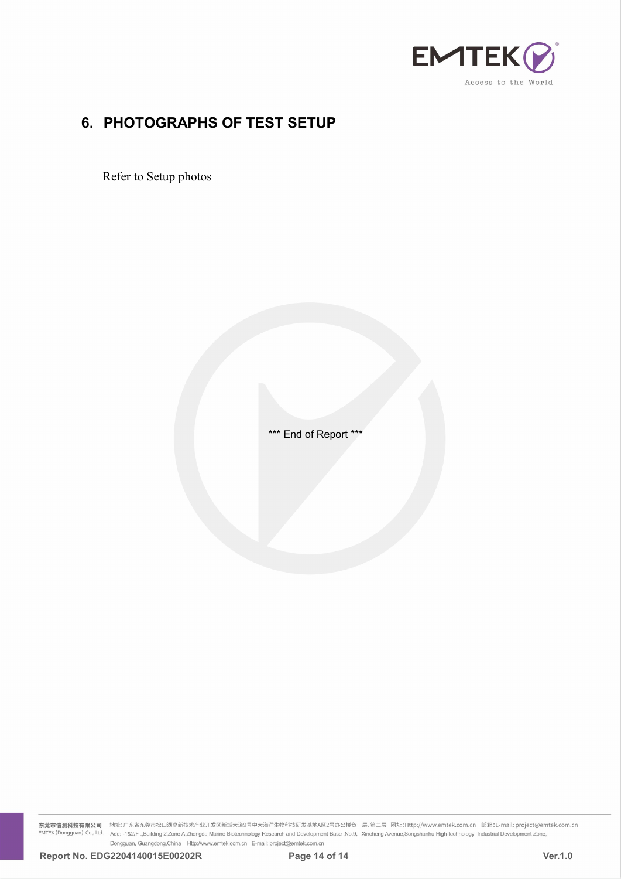## 6. PHOTOGRAPHS OF TEST SETUP

Refer to Setup photos

*** End of Report ***